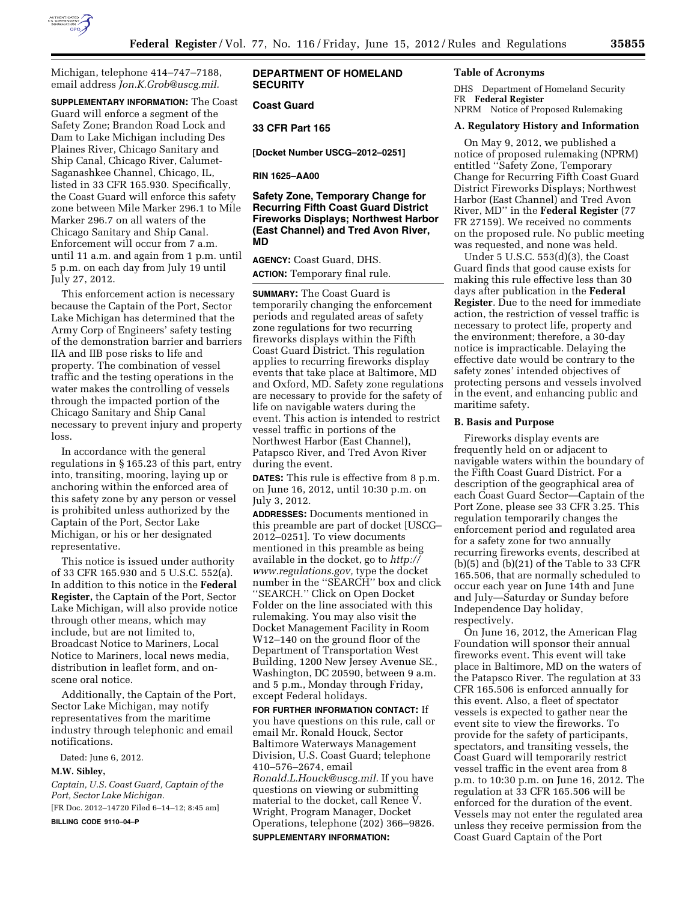Michigan, telephone 414–747–7188, email address *Jon.K.Grob@uscg.mil.*

**SUPPLEMENTARY INFORMATION:** The Coast Guard will enforce a segment of the Safety Zone; Brandon Road Lock and Dam to Lake Michigan including Des Plaines River, Chicago Sanitary and Ship Canal, Chicago River, Calumet-Saganashkee Channel, Chicago, IL, listed in 33 CFR 165.930. Specifically, the Coast Guard will enforce this safety zone between Mile Marker 296.1 to Mile Marker 296.7 on all waters of the Chicago Sanitary and Ship Canal. Enforcement will occur from 7 a.m. until 11 a.m. and again from 1 p.m. until 5 p.m. on each day from July 19 until July 27, 2012.

This enforcement action is necessary because the Captain of the Port, Sector Lake Michigan has determined that the Army Corp of Engineers' safety testing of the demonstration barrier and barriers IIA and IIB pose risks to life and property. The combination of vessel traffic and the testing operations in the water makes the controlling of vessels through the impacted portion of the Chicago Sanitary and Ship Canal necessary to prevent injury and property loss.

In accordance with the general regulations in § 165.23 of this part, entry into, transiting, mooring, laying up or anchoring within the enforced area of this safety zone by any person or vessel is prohibited unless authorized by the Captain of the Port, Sector Lake Michigan, or his or her designated representative.

This notice is issued under authority of 33 CFR 165.930 and 5 U.S.C. 552(a). In addition to this notice in the **Federal Register,** the Captain of the Port, Sector Lake Michigan, will also provide notice through other means, which may include, but are not limited to, Broadcast Notice to Mariners, Local Notice to Mariners, local news media, distribution in leaflet form, and on-scene oral notice.

Additionally, the Captain of the Port, Sector Lake Michigan, may notify representatives from the maritime industry through telephonic and email notifications.

Dated: June 6, 2012.

**M.W. Sibley,**

*Captain, U.S. Coast Guard, Captain of the Port, Sector Lake Michigan.*

[FR Doc. 2012–14720 Filed 6–14–12; 8:45 am]

**BILLING CODE 9110–04–P**

## DEPARTMENT OF HOMELAND SECURITY

### Coast Guard

### 33 CFR Part 165

**[Docket Number USCG–2012–0251]**

**RIN 1625–AA00**

### Safety Zone, Temporary Change for Recurring Fifth Coast Guard District Fireworks Displays; Northwest Harbor (East Channel) and Tred Avon River, MD

**AGENCY:** Coast Guard, DHS.

**ACTION:** Temporary final rule.

**SUMMARY:** The Coast Guard is temporarily changing the enforcement periods and regulated areas of safety zone regulations for two recurring fireworks displays within the Fifth Coast Guard District. This regulation applies to recurring fireworks display events that take place at Baltimore, MD and Oxford, MD. Safety zone regulations are necessary to provide for the safety of life on navigable waters during the event. This action is intended to restrict vessel traffic in portions of the Northwest Harbor (East Channel), Patapsco River, and Tred Avon River during the event.

**DATES:** This rule is effective from 8 p.m. on June 16, 2012, until 10:30 p.m. on July 3, 2012.

**ADDRESSES:** Documents mentioned in this preamble are part of docket [USCG–2012–0251]. To view documents mentioned in this preamble as being available in the docket, go to *http://www.regulations.gov,* type the docket number in the ''SEARCH'' box and click ''SEARCH.'' Click on Open Docket Folder on the line associated with this rulemaking. You may also visit the Docket Management Facility in Room W12–140 on the ground floor of the Department of Transportation West Building, 1200 New Jersey Avenue SE., Washington, DC 20590, between 9 a.m. and 5 p.m., Monday through Friday, except Federal holidays.

**FOR FURTHER INFORMATION CONTACT:** If you have questions on this rule, call or email Mr. Ronald Houck, Sector Baltimore Waterways Management Division, U.S. Coast Guard; telephone 410–576–2674, email *Ronald.L.Houck@uscg.mil.* If you have questions on viewing or submitting material to the docket, call Renee V. Wright, Program Manager, Docket Operations, telephone (202) 366–9826.

**SUPPLEMENTARY INFORMATION:**

#### Table of Acronyms

DHS Department of Homeland Security
FR **Federal Register**
NPRM Notice of Proposed Rulemaking

#### A. Regulatory History and Information

On May 9, 2012, we published a notice of proposed rulemaking (NPRM) entitled ''Safety Zone, Temporary Change for Recurring Fifth Coast Guard District Fireworks Displays; Northwest Harbor (East Channel) and Tred Avon River, MD'' in the **Federal Register** (77 FR 27159). We received no comments on the proposed rule. No public meeting was requested, and none was held.

Under 5 U.S.C. 553(d)(3), the Coast Guard finds that good cause exists for making this rule effective less than 30 days after publication in the **Federal Register**. Due to the need for immediate action, the restriction of vessel traffic is necessary to protect life, property and the environment; therefore, a 30-day notice is impracticable. Delaying the effective date would be contrary to the safety zones' intended objectives of protecting persons and vessels involved in the event, and enhancing public and maritime safety.

#### B. Basis and Purpose

Fireworks display events are frequently held on or adjacent to navigable waters within the boundary of the Fifth Coast Guard District. For a description of the geographical area of each Coast Guard Sector—Captain of the Port Zone, please see 33 CFR 3.25. This regulation temporarily changes the enforcement period and regulated area for a safety zone for two annually recurring fireworks events, described at (b)(5) and (b)(21) of the Table to 33 CFR 165.506, that are normally scheduled to occur each year on June 14th and June and July—Saturday or Sunday before Independence Day holiday, respectively.

On June 16, 2012, the American Flag Foundation will sponsor their annual fireworks event. This event will take place in Baltimore, MD on the waters of the Patapsco River. The regulation at 33 CFR 165.506 is enforced annually for this event. Also, a fleet of spectator vessels is expected to gather near the event site to view the fireworks. To provide for the safety of participants, spectators, and transiting vessels, the Coast Guard will temporarily restrict vessel traffic in the event area from 8 p.m. to 10:30 p.m. on June 16, 2012. The regulation at 33 CFR 165.506 will be enforced for the duration of the event. Vessels may not enter the regulated area unless they receive permission from the Coast Guard Captain of the Port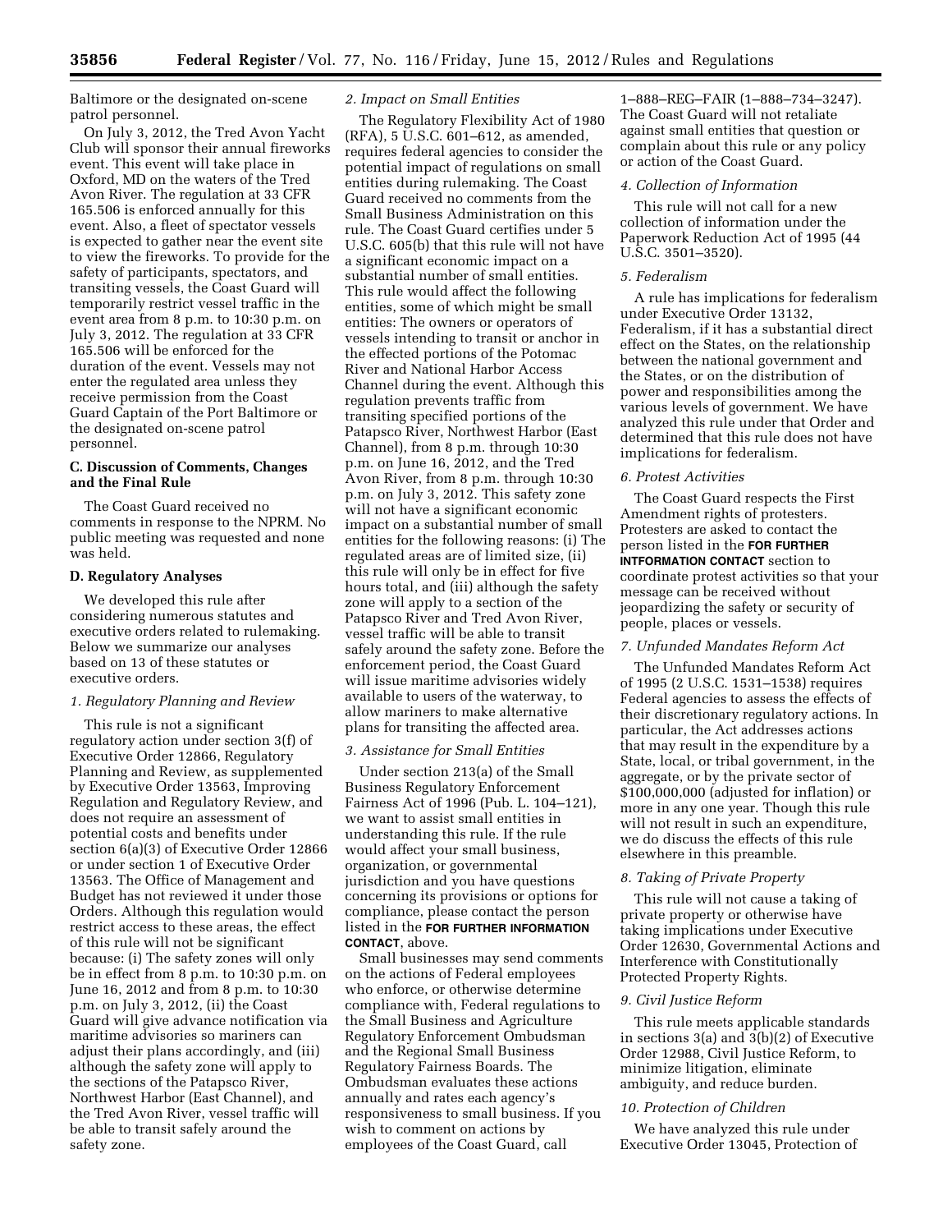Baltimore or the designated on-scene patrol personnel.

On July 3, 2012, the Tred Avon Yacht Club will sponsor their annual fireworks event. This event will take place in Oxford, MD on the waters of the Tred Avon River. The regulation at 33 CFR 165.506 is enforced annually for this event. Also, a fleet of spectator vessels is expected to gather near the event site to view the fireworks. To provide for the safety of participants, spectators, and transiting vessels, the Coast Guard will temporarily restrict vessel traffic in the event area from 8 p.m. to 10:30 p.m. on July 3, 2012. The regulation at 33 CFR 165.506 will be enforced for the duration of the event. Vessels may not enter the regulated area unless they receive permission from the Coast Guard Captain of the Port Baltimore or the designated on-scene patrol personnel.

### C. Discussion of Comments, Changes and the Final Rule

The Coast Guard received no comments in response to the NPRM. No public meeting was requested and none was held.

### D. Regulatory Analyses

We developed this rule after considering numerous statutes and executive orders related to rulemaking. Below we summarize our analyses based on 13 of these statutes or executive orders.

#### *1. Regulatory Planning and Review*

This rule is not a significant regulatory action under section 3(f) of Executive Order 12866, Regulatory Planning and Review, as supplemented by Executive Order 13563, Improving Regulation and Regulatory Review, and does not require an assessment of potential costs and benefits under section 6(a)(3) of Executive Order 12866 or under section 1 of Executive Order 13563. The Office of Management and Budget has not reviewed it under those Orders. Although this regulation would restrict access to these areas, the effect of this rule will not be significant because: (i) The safety zones will only be in effect from 8 p.m. to 10:30 p.m. on June 16, 2012 and from 8 p.m. to 10:30 p.m. on July 3, 2012, (ii) the Coast Guard will give advance notification via maritime advisories so mariners can adjust their plans accordingly, and (iii) although the safety zone will apply to the sections of the Patapsco River, Northwest Harbor (East Channel), and the Tred Avon River, vessel traffic will be able to transit safely around the safety zone.

#### *2. Impact on Small Entities*

The Regulatory Flexibility Act of 1980 (RFA), 5 U.S.C. 601–612, as amended, requires federal agencies to consider the potential impact of regulations on small entities during rulemaking. The Coast Guard received no comments from the Small Business Administration on this rule. The Coast Guard certifies under 5 U.S.C. 605(b) that this rule will not have a significant economic impact on a substantial number of small entities. This rule would affect the following entities, some of which might be small entities: The owners or operators of vessels intending to transit or anchor in the effected portions of the Potomac River and National Harbor Access Channel during the event. Although this regulation prevents traffic from transiting specified portions of the Patapsco River, Northwest Harbor (East Channel), from 8 p.m. through 10:30 p.m. on June 16, 2012, and the Tred Avon River, from 8 p.m. through 10:30 p.m. on July 3, 2012. This safety zone will not have a significant economic impact on a substantial number of small entities for the following reasons: (i) The regulated areas are of limited size, (ii) this rule will only be in effect for five hours total, and (iii) although the safety zone will apply to a section of the Patapsco River and Tred Avon River, vessel traffic will be able to transit safely around the safety zone. Before the enforcement period, the Coast Guard will issue maritime advisories widely available to users of the waterway, to allow mariners to make alternative plans for transiting the affected area.

#### *3. Assistance for Small Entities*

Under section 213(a) of the Small Business Regulatory Enforcement Fairness Act of 1996 (Pub. L. 104–121), we want to assist small entities in understanding this rule. If the rule would affect your small business, organization, or governmental jurisdiction and you have questions concerning its provisions or options for compliance, please contact the person listed in the **FOR FURTHER INFORMATION CONTACT**, above.

Small businesses may send comments on the actions of Federal employees who enforce, or otherwise determine compliance with, Federal regulations to the Small Business and Agriculture Regulatory Enforcement Ombudsman and the Regional Small Business Regulatory Fairness Boards. The Ombudsman evaluates these actions annually and rates each agency's responsiveness to small business. If you wish to comment on actions by employees of the Coast Guard, call 1–888–REG–FAIR (1–888–734–3247). The Coast Guard will not retaliate against small entities that question or complain about this rule or any policy or action of the Coast Guard.

#### *4. Collection of Information*

This rule will not call for a new collection of information under the Paperwork Reduction Act of 1995 (44 U.S.C. 3501–3520).

#### *5. Federalism*

A rule has implications for federalism under Executive Order 13132, Federalism, if it has a substantial direct effect on the States, on the relationship between the national government and the States, or on the distribution of power and responsibilities among the various levels of government. We have analyzed this rule under that Order and determined that this rule does not have implications for federalism.

#### *6. Protest Activities*

The Coast Guard respects the First Amendment rights of protesters. Protesters are asked to contact the person listed in the **FOR FURTHER INTFORMATION CONTACT** section to coordinate protest activities so that your message can be received without jeopardizing the safety or security of people, places or vessels.

#### *7. Unfunded Mandates Reform Act*

The Unfunded Mandates Reform Act of 1995 (2 U.S.C. 1531–1538) requires Federal agencies to assess the effects of their discretionary regulatory actions. In particular, the Act addresses actions that may result in the expenditure by a State, local, or tribal government, in the aggregate, or by the private sector of $100,000,000 (adjusted for inflation) or more in any one year. Though this rule will not result in such an expenditure, we do discuss the effects of this rule elsewhere in this preamble.

#### *8. Taking of Private Property*

This rule will not cause a taking of private property or otherwise have taking implications under Executive Order 12630, Governmental Actions and Interference with Constitutionally Protected Property Rights.

#### *9. Civil Justice Reform*

This rule meets applicable standards in sections 3(a) and 3(b)(2) of Executive Order 12988, Civil Justice Reform, to minimize litigation, eliminate ambiguity, and reduce burden.

#### *10. Protection of Children*

We have analyzed this rule under Executive Order 13045, Protection of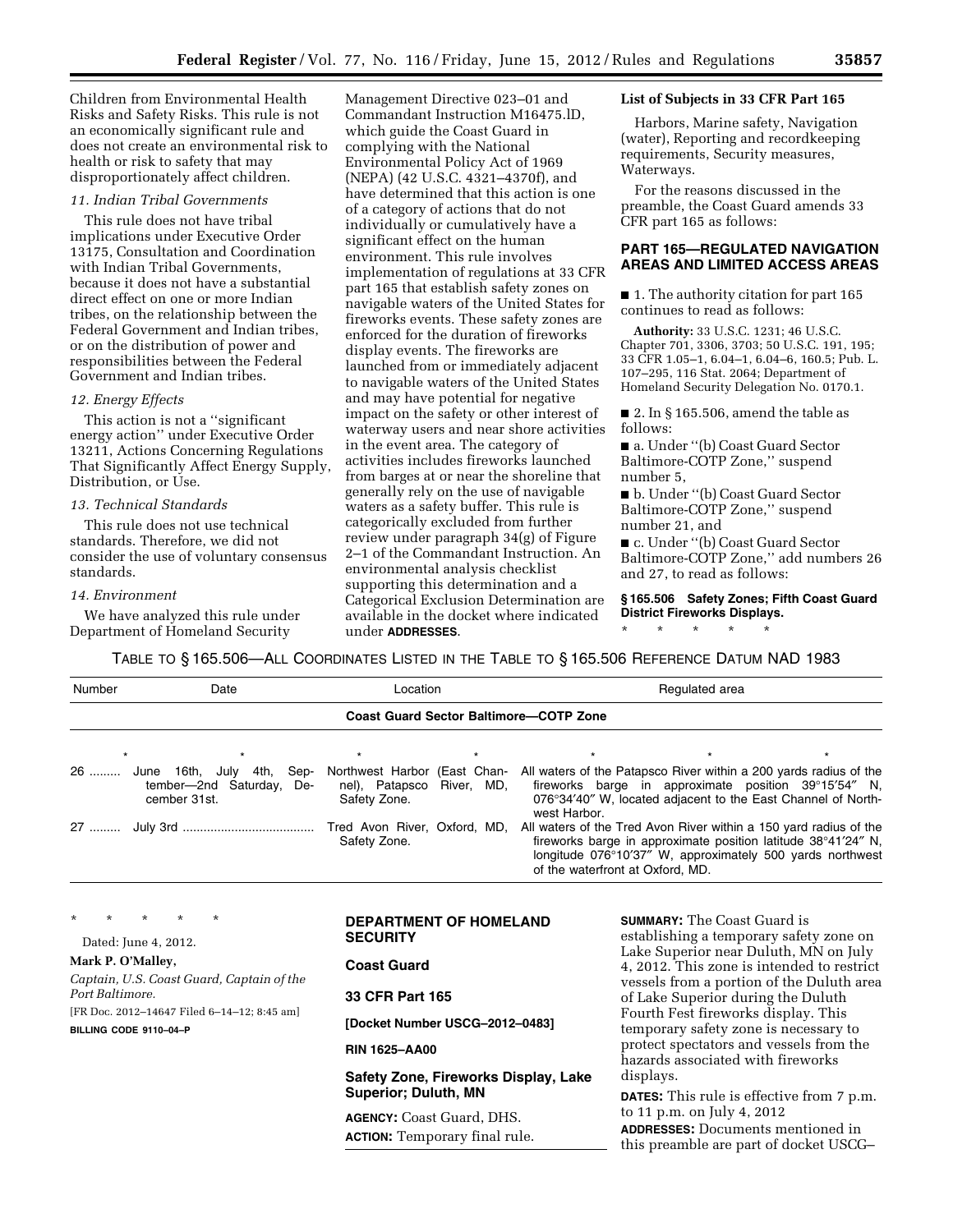Children from Environmental Health Risks and Safety Risks. This rule is not an economically significant rule and does not create an environmental risk to health or risk to safety that may disproportionately affect children.

*11. Indian Tribal Governments*

This rule does not have tribal implications under Executive Order 13175, Consultation and Coordination with Indian Tribal Governments, because it does not have a substantial direct effect on one or more Indian tribes, on the relationship between the Federal Government and Indian tribes, or on the distribution of power and responsibilities between the Federal Government and Indian tribes.

*12. Energy Effects*

This action is not a ''significant energy action'' under Executive Order 13211, Actions Concerning Regulations That Significantly Affect Energy Supply, Distribution, or Use.

*13. Technical Standards*

This rule does not use technical standards. Therefore, we did not consider the use of voluntary consensus standards.

*14. Environment*

We have analyzed this rule under Department of Homeland Security Management Directive 023–01 and Commandant Instruction M16475.lD, which guide the Coast Guard in complying with the National Environmental Policy Act of 1969 (NEPA) (42 U.S.C. 4321–4370f), and have determined that this action is one of a category of actions that do not individually or cumulatively have a significant effect on the human environment. This rule involves implementation of regulations at 33 CFR part 165 that establish safety zones on navigable waters of the United States for fireworks events. These safety zones are enforced for the duration of fireworks display events. The fireworks are launched from or immediately adjacent to navigable waters of the United States and may have potential for negative impact on the safety or other interest of waterway users and near shore activities in the event area. The category of activities includes fireworks launched from barges at or near the shoreline that generally rely on the use of navigable waters as a safety buffer. This rule is categorically excluded from further review under paragraph 34(g) of Figure 2–1 of the Commandant Instruction. An environmental analysis checklist supporting this determination and a Categorical Exclusion Determination are available in the docket where indicated under **ADDRESSES**.

**List of Subjects in 33 CFR Part 165**

Harbors, Marine safety, Navigation (water), Reporting and recordkeeping requirements, Security measures, Waterways.

For the reasons discussed in the preamble, the Coast Guard amends 33 CFR part 165 as follows:

## PART 165—REGULATED NAVIGATION AREAS AND LIMITED ACCESS AREAS

■ 1. The authority citation for part 165 continues to read as follows:

**Authority:** 33 U.S.C. 1231; 46 U.S.C. Chapter 701, 3306, 3703; 50 U.S.C. 191, 195; 33 CFR 1.05–1, 6.04–1, 6.04–6, 160.5; Pub. L. 107–295, 116 Stat. 2064; Department of Homeland Security Delegation No. 0170.1.

■ 2. In § 165.506, amend the table as follows:

■ a. Under ''(b) Coast Guard Sector Baltimore-COTP Zone,'' suspend number 5,

■ b. Under ''(b) Coast Guard Sector Baltimore-COTP Zone,'' suspend number 21, and

■ c. Under ''(b) Coast Guard Sector Baltimore-COTP Zone,'' add numbers 26 and 27, to read as follows:

**§ 165.506 Safety Zones; Fifth Coast Guard District Fireworks Displays.**

\* \* \* \* \*

TABLE TO § 165.506—ALL COORDINATES LISTED IN THE TABLE TO § 165.506 REFERENCE DATUM NAD 1983

| Number | Date | Location | Regulated area |
|---|---|---|---|
| | | **Coast Guard Sector Baltimore—COTP Zone** | |
| \* | \* | \* \* | \* \* \* |
| 26 ......... | June 16th, July 4th, September—2nd Saturday, December 31st. | Northwest Harbor (East Channel), Patapsco River, MD, Safety Zone. | All waters of the Patapsco River within a 200 yards radius of the fireworks barge in approximate position 39°15′54″ N, 076°34′40″ W, located adjacent to the East Channel of Northwest Harbor. |
| 27 ......... | July 3rd ..................................... | Tred Avon River, Oxford, MD, Safety Zone. | All waters of the Tred Avon River within a 150 yard radius of the fireworks barge in approximate position latitude 38°41′24″ N, longitude 076°10′37″ W, approximately 500 yards northwest of the waterfront at Oxford, MD. |

\* \* \* \* \*

Dated: June 4, 2012.

**Mark P. O'Malley,**

*Captain, U.S. Coast Guard, Captain of the Port Baltimore.*

[FR Doc. 2012–14647 Filed 6–14–12; 8:45 am]

**BILLING CODE 9110–04–P**

**DEPARTMENT OF HOMELAND SECURITY**

**Coast Guard**

**33 CFR Part 165**

**[Docket Number USCG–2012–0483]**

**RIN 1625–AA00**

## Safety Zone, Fireworks Display, Lake Superior; Duluth, MN

**AGENCY:** Coast Guard, DHS.

**ACTION:** Temporary final rule.

**SUMMARY:** The Coast Guard is establishing a temporary safety zone on Lake Superior near Duluth, MN on July 4, 2012. This zone is intended to restrict vessels from a portion of the Duluth area of Lake Superior during the Duluth Fourth Fest fireworks display. This temporary safety zone is necessary to protect spectators and vessels from the hazards associated with fireworks displays.

**DATES:** This rule is effective from 7 p.m. to 11 p.m. on July 4, 2012

**ADDRESSES:** Documents mentioned in this preamble are part of docket USCG–